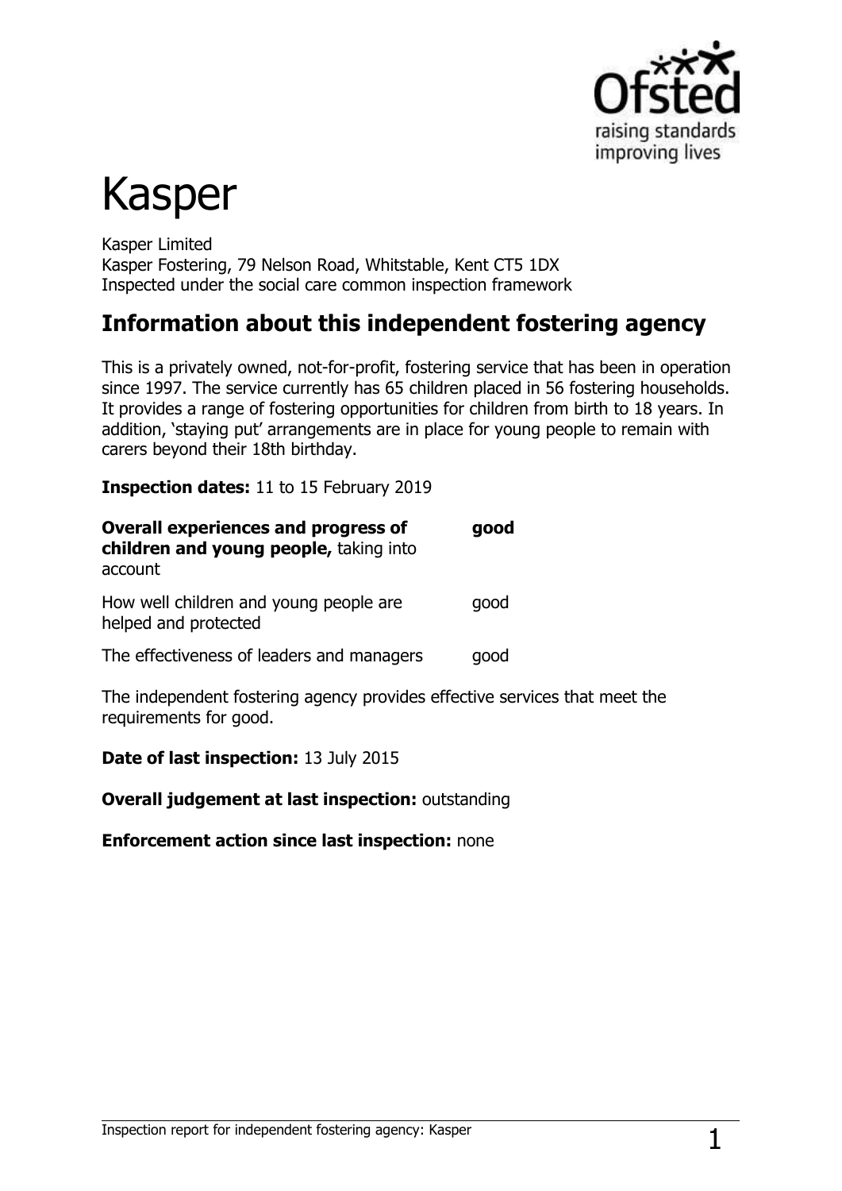# Kasper

Kasper Limited
Kasper Fostering, 79 Nelson Road, Whitstable, Kent CT5 1DX
Inspected under the social care common inspection framework

## Information about this independent fostering agency

This is a privately owned, not-for-profit, fostering service that has been in operation since 1997. The service currently has 65 children placed in 56 fostering households. It provides a range of fostering opportunities for children from birth to 18 years. In addition, 'staying put' arrangements are in place for young people to remain with carers beyond their 18th birthday.

**Inspection dates:** 11 to 15 February 2019

| | |
|---|---|
| **Overall experiences and progress of children and young people,** taking into account | **good** |
| How well children and young people are helped and protected | good |
| The effectiveness of leaders and managers | good |

The independent fostering agency provides effective services that meet the requirements for good.

**Date of last inspection:** 13 July 2015

**Overall judgement at last inspection:** outstanding

**Enforcement action since last inspection:** none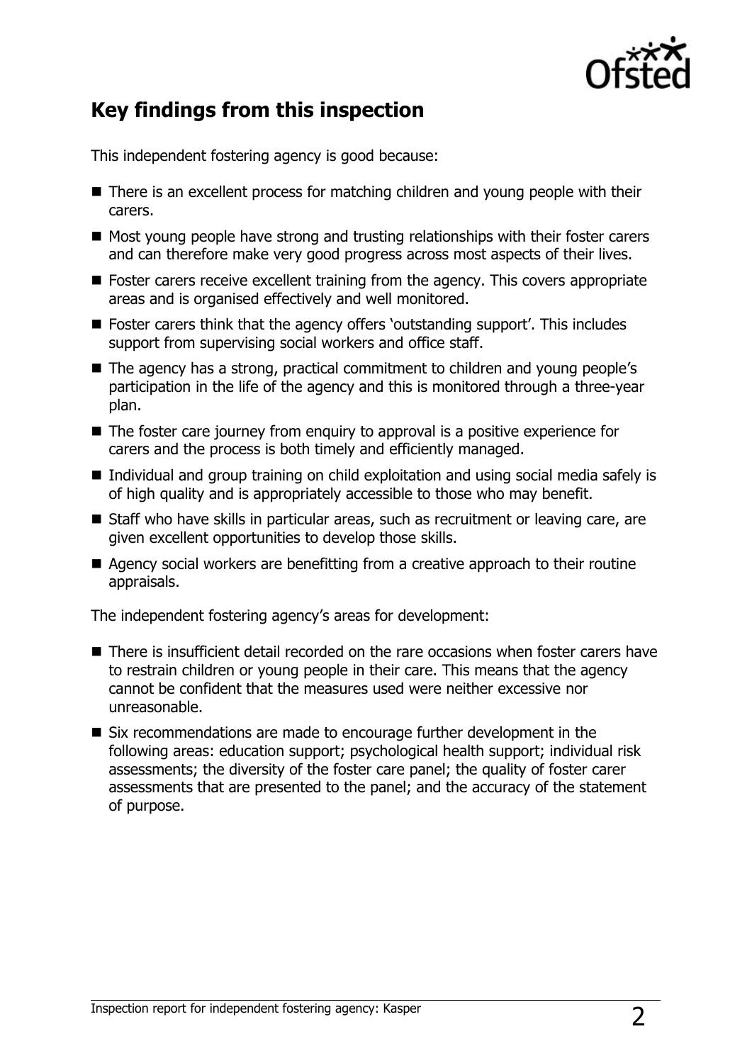## Key findings from this inspection

This independent fostering agency is good because:

- There is an excellent process for matching children and young people with their carers.
- Most young people have strong and trusting relationships with their foster carers and can therefore make very good progress across most aspects of their lives.
- Foster carers receive excellent training from the agency. This covers appropriate areas and is organised effectively and well monitored.
- Foster carers think that the agency offers 'outstanding support'. This includes support from supervising social workers and office staff.
- The agency has a strong, practical commitment to children and young people's participation in the life of the agency and this is monitored through a three-year plan.
- The foster care journey from enquiry to approval is a positive experience for carers and the process is both timely and efficiently managed.
- Individual and group training on child exploitation and using social media safely is of high quality and is appropriately accessible to those who may benefit.
- Staff who have skills in particular areas, such as recruitment or leaving care, are given excellent opportunities to develop those skills.
- Agency social workers are benefitting from a creative approach to their routine appraisals.

The independent fostering agency's areas for development:

- There is insufficient detail recorded on the rare occasions when foster carers have to restrain children or young people in their care. This means that the agency cannot be confident that the measures used were neither excessive nor unreasonable.
- Six recommendations are made to encourage further development in the following areas: education support; psychological health support; individual risk assessments; the diversity of the foster care panel; the quality of foster carer assessments that are presented to the panel; and the accuracy of the statement of purpose.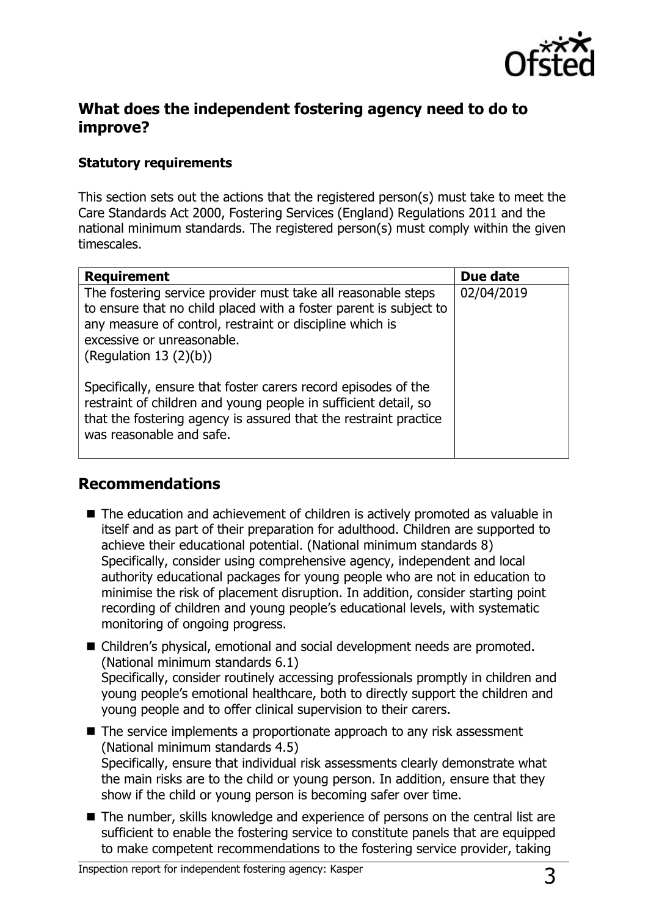## What does the independent fostering agency need to do to improve?

### Statutory requirements

This section sets out the actions that the registered person(s) must take to meet the Care Standards Act 2000, Fostering Services (England) Regulations 2011 and the national minimum standards. The registered person(s) must comply within the given timescales.

| Requirement | Due date |
| --- | --- |
| The fostering service provider must take all reasonable steps to ensure that no child placed with a foster parent is subject to any measure of control, restraint or discipline which is excessive or unreasonable.<br>(Regulation 13 (2)(b))<br><br>Specifically, ensure that foster carers record episodes of the restraint of children and young people in sufficient detail, so that the fostering agency is assured that the restraint practice was reasonable and safe. | 02/04/2019 |

## Recommendations

- The education and achievement of children is actively promoted as valuable in itself and as part of their preparation for adulthood. Children are supported to achieve their educational potential. (National minimum standards 8)
  Specifically, consider using comprehensive agency, independent and local authority educational packages for young people who are not in education to minimise the risk of placement disruption. In addition, consider starting point recording of children and young people's educational levels, with systematic monitoring of ongoing progress.
- Children's physical, emotional and social development needs are promoted. (National minimum standards 6.1)
  Specifically, consider routinely accessing professionals promptly in children and young people's emotional healthcare, both to directly support the children and young people and to offer clinical supervision to their carers.
- The service implements a proportionate approach to any risk assessment (National minimum standards 4.5)
  Specifically, ensure that individual risk assessments clearly demonstrate what the main risks are to the child or young person. In addition, ensure that they show if the child or young person is becoming safer over time.
- The number, skills knowledge and experience of persons on the central list are sufficient to enable the fostering service to constitute panels that are equipped to make competent recommendations to the fostering service provider, taking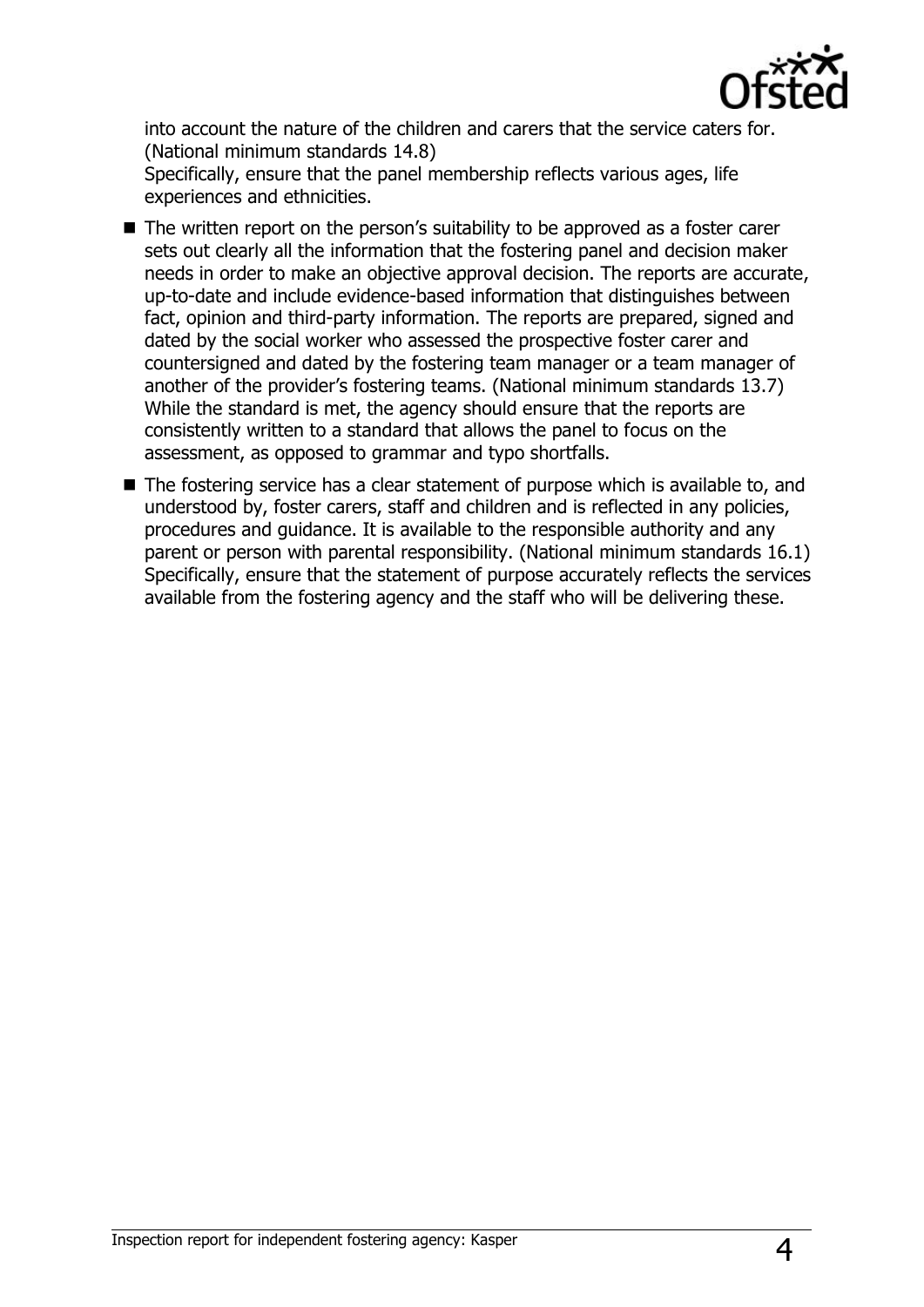into account the nature of the children and carers that the service caters for. (National minimum standards 14.8)
Specifically, ensure that the panel membership reflects various ages, life experiences and ethnicities.

- The written report on the person's suitability to be approved as a foster carer sets out clearly all the information that the fostering panel and decision maker needs in order to make an objective approval decision. The reports are accurate, up-to-date and include evidence-based information that distinguishes between fact, opinion and third-party information. The reports are prepared, signed and dated by the social worker who assessed the prospective foster carer and countersigned and dated by the fostering team manager or a team manager of another of the provider's fostering teams. (National minimum standards 13.7)
While the standard is met, the agency should ensure that the reports are consistently written to a standard that allows the panel to focus on the assessment, as opposed to grammar and typo shortfalls.
- The fostering service has a clear statement of purpose which is available to, and understood by, foster carers, staff and children and is reflected in any policies, procedures and guidance. It is available to the responsible authority and any parent or person with parental responsibility. (National minimum standards 16.1)
Specifically, ensure that the statement of purpose accurately reflects the services available from the fostering agency and the staff who will be delivering these.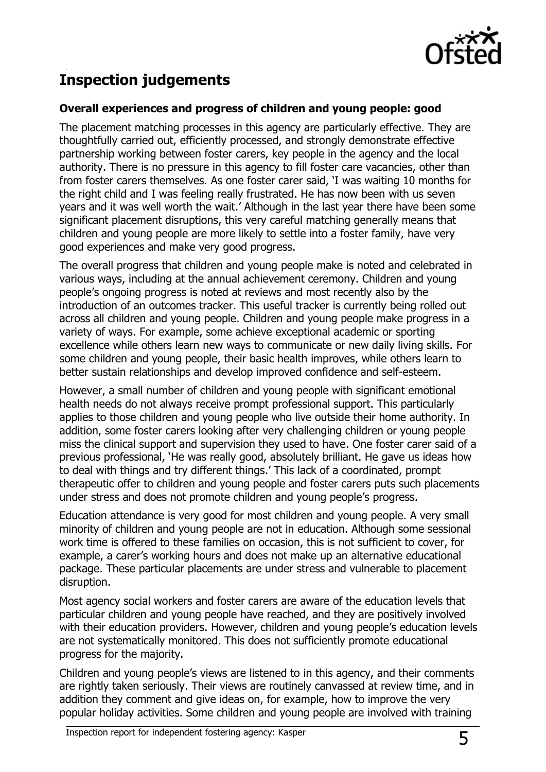## Inspection judgements

### Overall experiences and progress of children and young people: good

The placement matching processes in this agency are particularly effective. They are thoughtfully carried out, efficiently processed, and strongly demonstrate effective partnership working between foster carers, key people in the agency and the local authority. There is no pressure in this agency to fill foster care vacancies, other than from foster carers themselves. As one foster carer said, 'I was waiting 10 months for the right child and I was feeling really frustrated. He has now been with us seven years and it was well worth the wait.' Although in the last year there have been some significant placement disruptions, this very careful matching generally means that children and young people are more likely to settle into a foster family, have very good experiences and make very good progress.

The overall progress that children and young people make is noted and celebrated in various ways, including at the annual achievement ceremony. Children and young people's ongoing progress is noted at reviews and most recently also by the introduction of an outcomes tracker. This useful tracker is currently being rolled out across all children and young people. Children and young people make progress in a variety of ways. For example, some achieve exceptional academic or sporting excellence while others learn new ways to communicate or new daily living skills. For some children and young people, their basic health improves, while others learn to better sustain relationships and develop improved confidence and self-esteem.

However, a small number of children and young people with significant emotional health needs do not always receive prompt professional support. This particularly applies to those children and young people who live outside their home authority. In addition, some foster carers looking after very challenging children or young people miss the clinical support and supervision they used to have. One foster carer said of a previous professional, 'He was really good, absolutely brilliant. He gave us ideas how to deal with things and try different things.' This lack of a coordinated, prompt therapeutic offer to children and young people and foster carers puts such placements under stress and does not promote children and young people's progress.

Education attendance is very good for most children and young people. A very small minority of children and young people are not in education. Although some sessional work time is offered to these families on occasion, this is not sufficient to cover, for example, a carer's working hours and does not make up an alternative educational package. These particular placements are under stress and vulnerable to placement disruption.

Most agency social workers and foster carers are aware of the education levels that particular children and young people have reached, and they are positively involved with their education providers. However, children and young people's education levels are not systematically monitored. This does not sufficiently promote educational progress for the majority.

Children and young people's views are listened to in this agency, and their comments are rightly taken seriously. Their views are routinely canvassed at review time, and in addition they comment and give ideas on, for example, how to improve the very popular holiday activities. Some children and young people are involved with training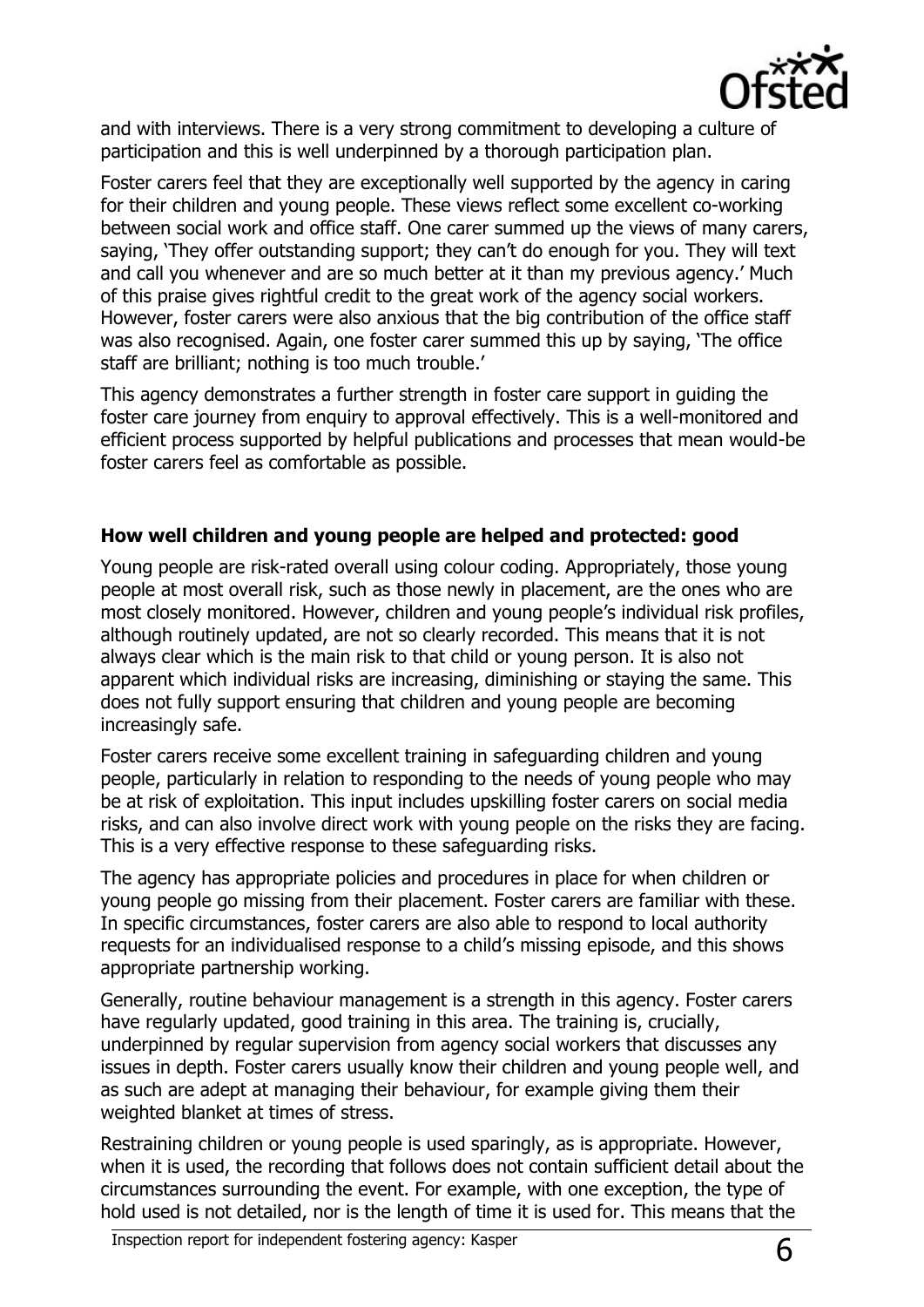and with interviews. There is a very strong commitment to developing a culture of participation and this is well underpinned by a thorough participation plan.

Foster carers feel that they are exceptionally well supported by the agency in caring for their children and young people. These views reflect some excellent co-working between social work and office staff. One carer summed up the views of many carers, saying, 'They offer outstanding support; they can't do enough for you. They will text and call you whenever and are so much better at it than my previous agency.' Much of this praise gives rightful credit to the great work of the agency social workers. However, foster carers were also anxious that the big contribution of the office staff was also recognised. Again, one foster carer summed this up by saying, 'The office staff are brilliant; nothing is too much trouble.'

This agency demonstrates a further strength in foster care support in guiding the foster care journey from enquiry to approval effectively. This is a well-monitored and efficient process supported by helpful publications and processes that mean would-be foster carers feel as comfortable as possible.

### How well children and young people are helped and protected: good

Young people are risk-rated overall using colour coding. Appropriately, those young people at most overall risk, such as those newly in placement, are the ones who are most closely monitored. However, children and young people's individual risk profiles, although routinely updated, are not so clearly recorded. This means that it is not always clear which is the main risk to that child or young person. It is also not apparent which individual risks are increasing, diminishing or staying the same. This does not fully support ensuring that children and young people are becoming increasingly safe.

Foster carers receive some excellent training in safeguarding children and young people, particularly in relation to responding to the needs of young people who may be at risk of exploitation. This input includes upskilling foster carers on social media risks, and can also involve direct work with young people on the risks they are facing. This is a very effective response to these safeguarding risks.

The agency has appropriate policies and procedures in place for when children or young people go missing from their placement. Foster carers are familiar with these. In specific circumstances, foster carers are also able to respond to local authority requests for an individualised response to a child's missing episode, and this shows appropriate partnership working.

Generally, routine behaviour management is a strength in this agency. Foster carers have regularly updated, good training in this area. The training is, crucially, underpinned by regular supervision from agency social workers that discusses any issues in depth. Foster carers usually know their children and young people well, and as such are adept at managing their behaviour, for example giving them their weighted blanket at times of stress.

Restraining children or young people is used sparingly, as is appropriate. However, when it is used, the recording that follows does not contain sufficient detail about the circumstances surrounding the event. For example, with one exception, the type of hold used is not detailed, nor is the length of time it is used for. This means that the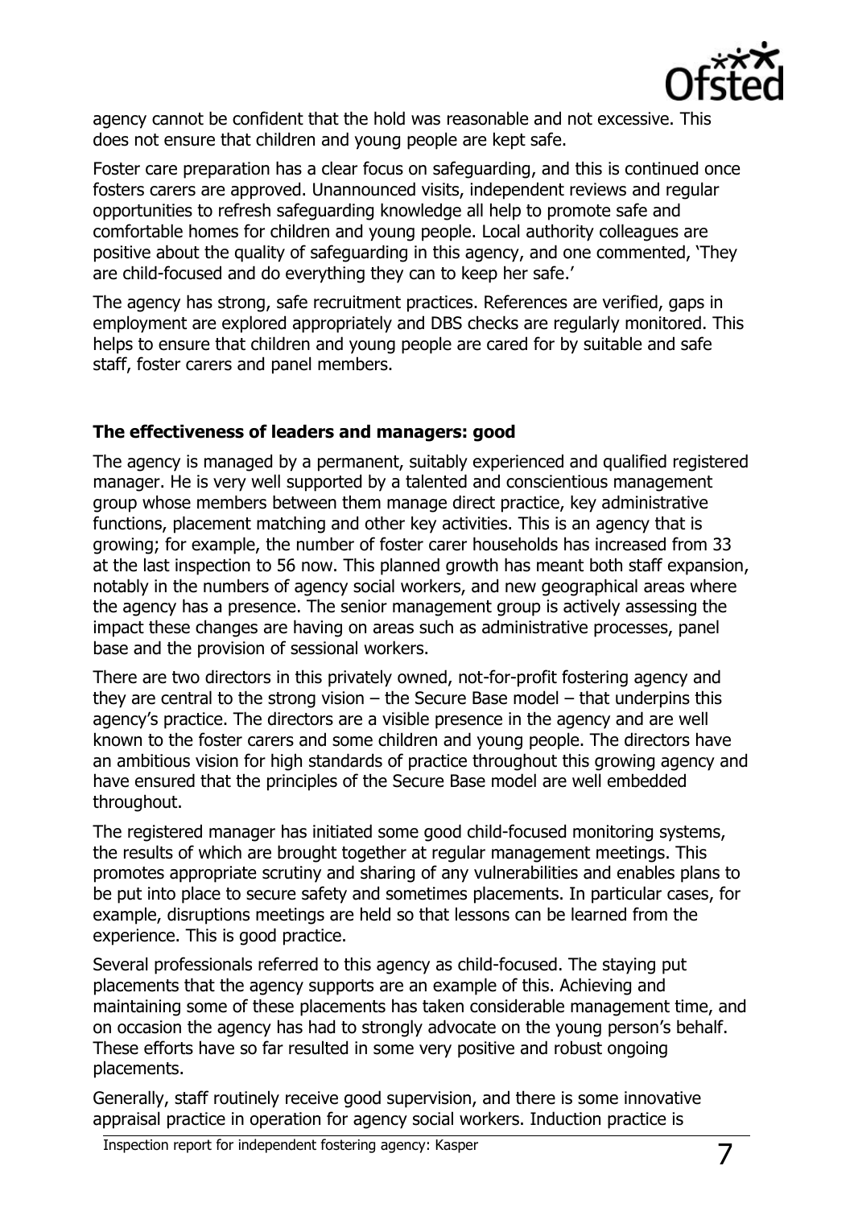agency cannot be confident that the hold was reasonable and not excessive. This does not ensure that children and young people are kept safe.

Foster care preparation has a clear focus on safeguarding, and this is continued once fosters carers are approved. Unannounced visits, independent reviews and regular opportunities to refresh safeguarding knowledge all help to promote safe and comfortable homes for children and young people. Local authority colleagues are positive about the quality of safeguarding in this agency, and one commented, 'They are child-focused and do everything they can to keep her safe.'

The agency has strong, safe recruitment practices. References are verified, gaps in employment are explored appropriately and DBS checks are regularly monitored. This helps to ensure that children and young people are cared for by suitable and safe staff, foster carers and panel members.

**The effectiveness of leaders and managers: good**

The agency is managed by a permanent, suitably experienced and qualified registered manager. He is very well supported by a talented and conscientious management group whose members between them manage direct practice, key administrative functions, placement matching and other key activities. This is an agency that is growing; for example, the number of foster carer households has increased from 33 at the last inspection to 56 now. This planned growth has meant both staff expansion, notably in the numbers of agency social workers, and new geographical areas where the agency has a presence. The senior management group is actively assessing the impact these changes are having on areas such as administrative processes, panel base and the provision of sessional workers.

There are two directors in this privately owned, not-for-profit fostering agency and they are central to the strong vision – the Secure Base model – that underpins this agency's practice. The directors are a visible presence in the agency and are well known to the foster carers and some children and young people. The directors have an ambitious vision for high standards of practice throughout this growing agency and have ensured that the principles of the Secure Base model are well embedded throughout.

The registered manager has initiated some good child-focused monitoring systems, the results of which are brought together at regular management meetings. This promotes appropriate scrutiny and sharing of any vulnerabilities and enables plans to be put into place to secure safety and sometimes placements. In particular cases, for example, disruptions meetings are held so that lessons can be learned from the experience. This is good practice.

Several professionals referred to this agency as child-focused. The staying put placements that the agency supports are an example of this. Achieving and maintaining some of these placements has taken considerable management time, and on occasion the agency has had to strongly advocate on the young person's behalf. These efforts have so far resulted in some very positive and robust ongoing placements.

Generally, staff routinely receive good supervision, and there is some innovative appraisal practice in operation for agency social workers. Induction practice is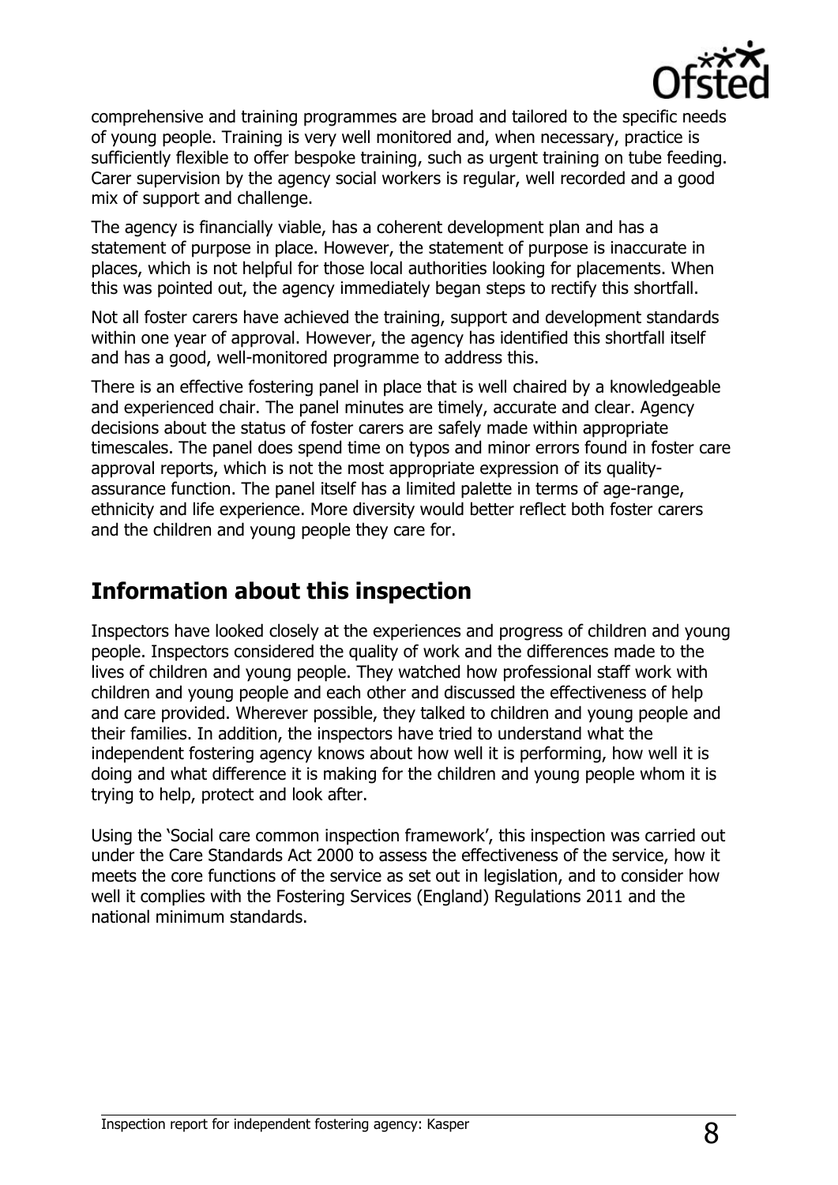comprehensive and training programmes are broad and tailored to the specific needs of young people. Training is very well monitored and, when necessary, practice is sufficiently flexible to offer bespoke training, such as urgent training on tube feeding. Carer supervision by the agency social workers is regular, well recorded and a good mix of support and challenge.

The agency is financially viable, has a coherent development plan and has a statement of purpose in place. However, the statement of purpose is inaccurate in places, which is not helpful for those local authorities looking for placements. When this was pointed out, the agency immediately began steps to rectify this shortfall.

Not all foster carers have achieved the training, support and development standards within one year of approval. However, the agency has identified this shortfall itself and has a good, well-monitored programme to address this.

There is an effective fostering panel in place that is well chaired by a knowledgeable and experienced chair. The panel minutes are timely, accurate and clear. Agency decisions about the status of foster carers are safely made within appropriate timescales. The panel does spend time on typos and minor errors found in foster care approval reports, which is not the most appropriate expression of its quality-assurance function. The panel itself has a limited palette in terms of age-range, ethnicity and life experience. More diversity would better reflect both foster carers and the children and young people they care for.

## Information about this inspection

Inspectors have looked closely at the experiences and progress of children and young people. Inspectors considered the quality of work and the differences made to the lives of children and young people. They watched how professional staff work with children and young people and each other and discussed the effectiveness of help and care provided. Wherever possible, they talked to children and young people and their families. In addition, the inspectors have tried to understand what the independent fostering agency knows about how well it is performing, how well it is doing and what difference it is making for the children and young people whom it is trying to help, protect and look after.

Using the 'Social care common inspection framework', this inspection was carried out under the Care Standards Act 2000 to assess the effectiveness of the service, how it meets the core functions of the service as set out in legislation, and to consider how well it complies with the Fostering Services (England) Regulations 2011 and the national minimum standards.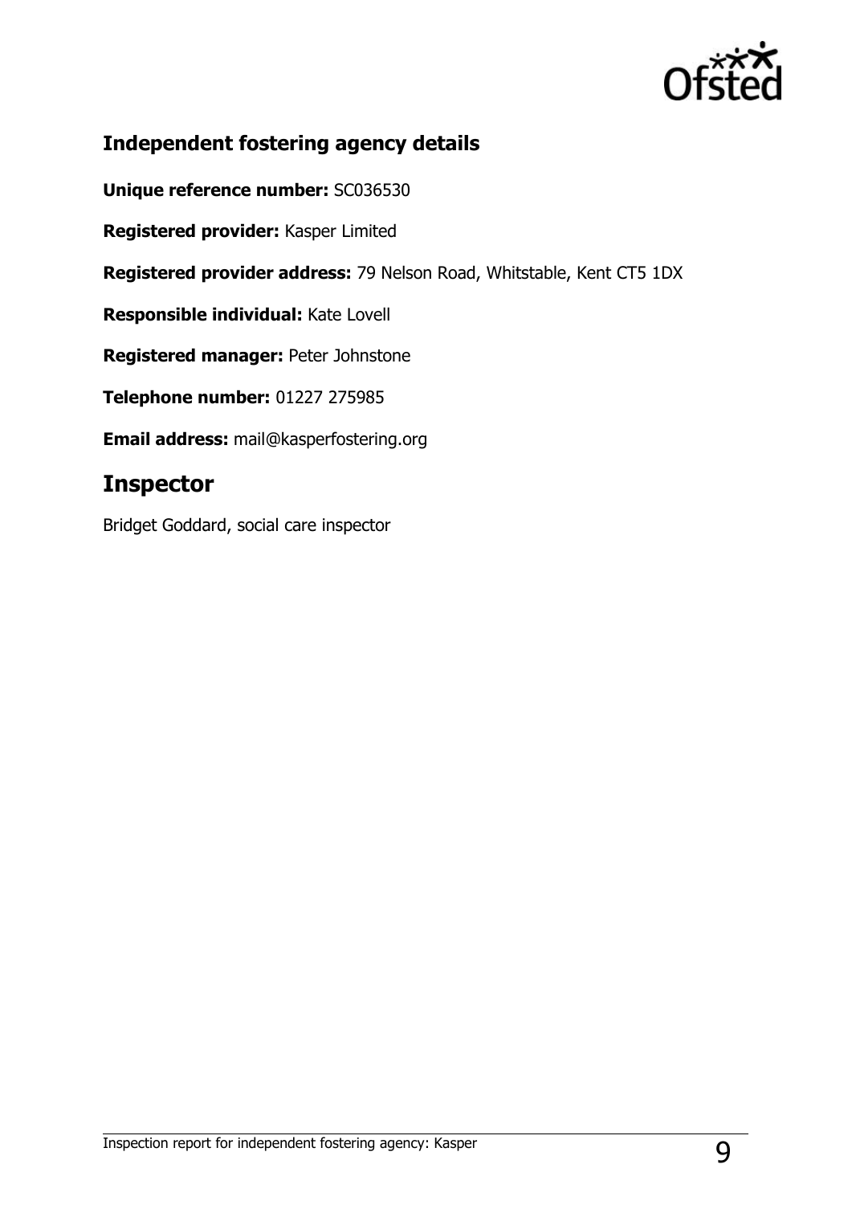## Independent fostering agency details

**Unique reference number:** SC036530

**Registered provider:** Kasper Limited

**Registered provider address:** 79 Nelson Road, Whitstable, Kent CT5 1DX

**Responsible individual:** Kate Lovell

**Registered manager:** Peter Johnstone

**Telephone number:** 01227 275985

**Email address:** mail@kasperfostering.org

# Inspector

Bridget Goddard, social care inspector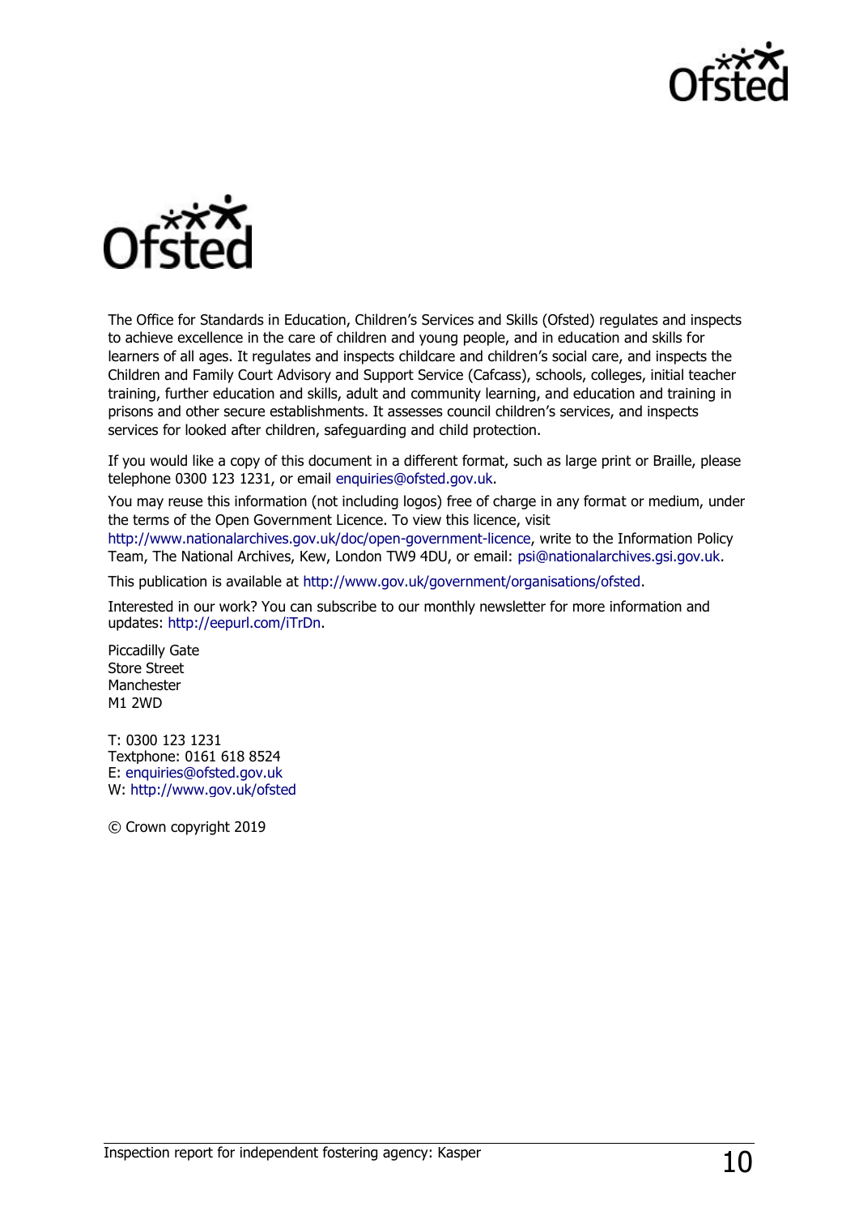The Office for Standards in Education, Children's Services and Skills (Ofsted) regulates and inspects to achieve excellence in the care of children and young people, and in education and skills for learners of all ages. It regulates and inspects childcare and children's social care, and inspects the Children and Family Court Advisory and Support Service (Cafcass), schools, colleges, initial teacher training, further education and skills, adult and community learning, and education and training in prisons and other secure establishments. It assesses council children's services, and inspects services for looked after children, safeguarding and child protection.

If you would like a copy of this document in a different format, such as large print or Braille, please telephone 0300 123 1231, or email enquiries@ofsted.gov.uk.

You may reuse this information (not including logos) free of charge in any format or medium, under the terms of the Open Government Licence. To view this licence, visit http://www.nationalarchives.gov.uk/doc/open-government-licence, write to the Information Policy Team, The National Archives, Kew, London TW9 4DU, or email: psi@nationalarchives.gsi.gov.uk.

This publication is available at http://www.gov.uk/government/organisations/ofsted.

Interested in our work? You can subscribe to our monthly newsletter for more information and updates: http://eepurl.com/iTrDn.

Piccadilly Gate
Store Street
Manchester
M1 2WD

T: 0300 123 1231
Textphone: 0161 618 8524
E: enquiries@ofsted.gov.uk
W: http://www.gov.uk/ofsted

© Crown copyright 2019